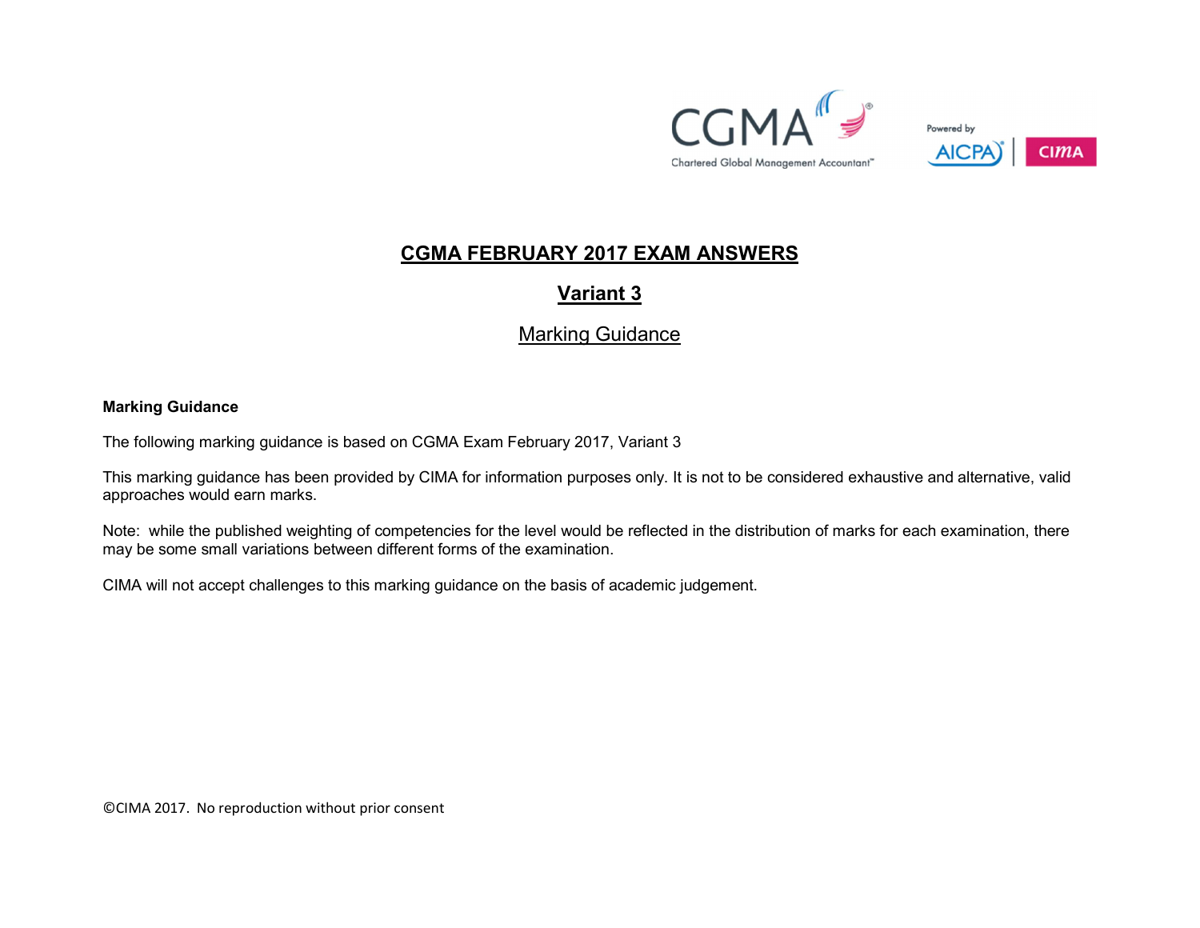# CGMA FEBRUARY 2017 EXAM ANSWERS

## Variant 3

### Marking Guidance

**Marking Guidance**

The following marking guidance is based on CGMA Exam February 2017, Variant 3

This marking guidance has been provided by CIMA for information purposes only. It is not to be considered exhaustive and alternative, valid approaches would earn marks.

Note: while the published weighting of competencies for the level would be reflected in the distribution of marks for each examination, there may be some small variations between different forms of the examination.

CIMA will not accept challenges to this marking guidance on the basis of academic judgement.

©CIMA 2017. No reproduction without prior consent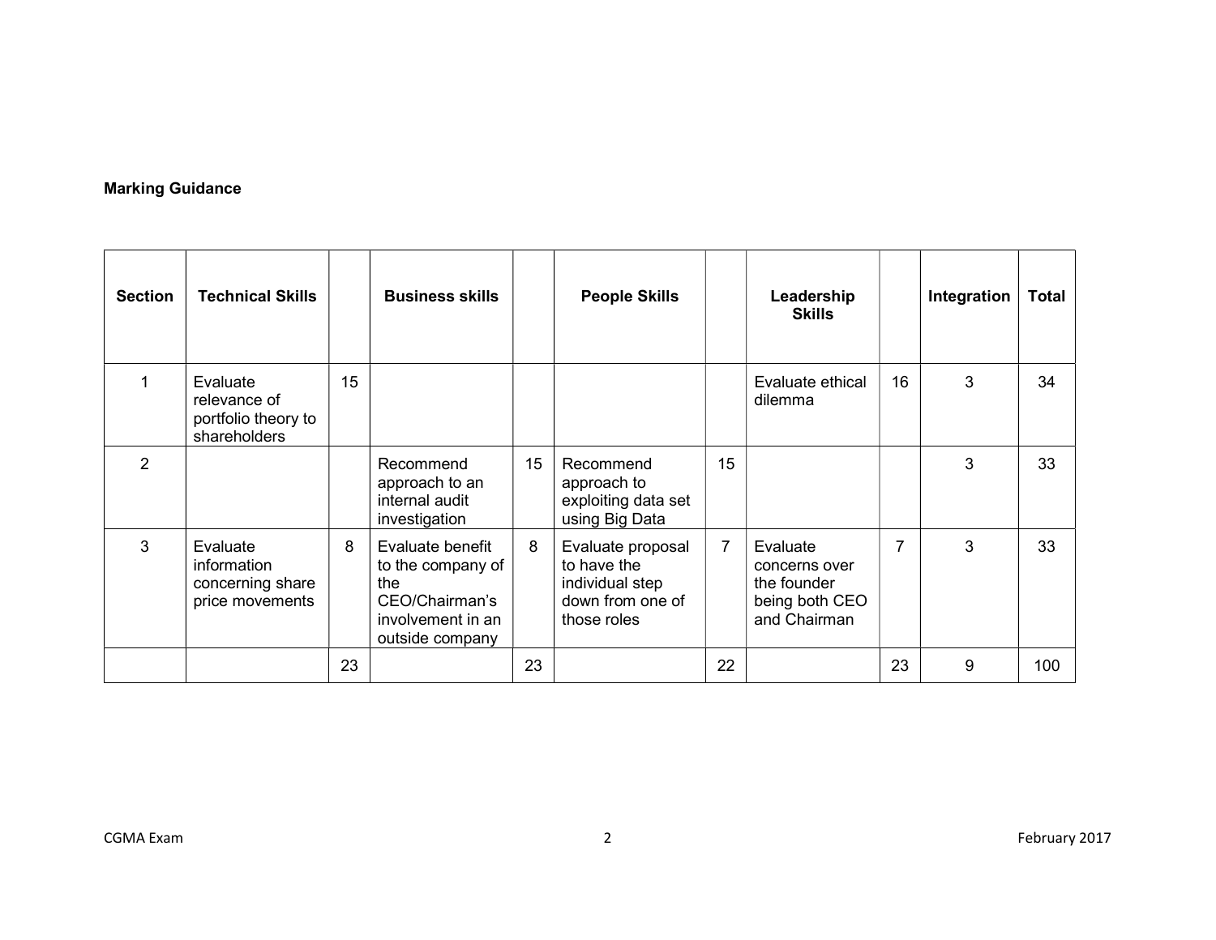**Marking Guidance**

| Section | Technical Skills | | Business skills | | People Skills | | Leadership Skills | | Integration | Total |
|---|---|---|---|---|---|---|---|---|---|---|
| 1 | Evaluate relevance of portfolio theory to shareholders | 15 | | | | | Evaluate ethical dilemma | 16 | 3 | 34 |
| 2 | | | Recommend approach to an internal audit investigation | 15 | Recommend approach to exploiting data set using Big Data | 15 | | | 3 | 33 |
| 3 | Evaluate information concerning share price movements | 8 | Evaluate benefit to the company of the CEO/Chairman's involvement in an outside company | 8 | Evaluate proposal to have the individual step down from one of those roles | 7 | Evaluate concerns over the founder being both CEO and Chairman | 7 | 3 | 33 |
| | | 23 | | 23 | | 22 | | 23 | 9 | 100 |